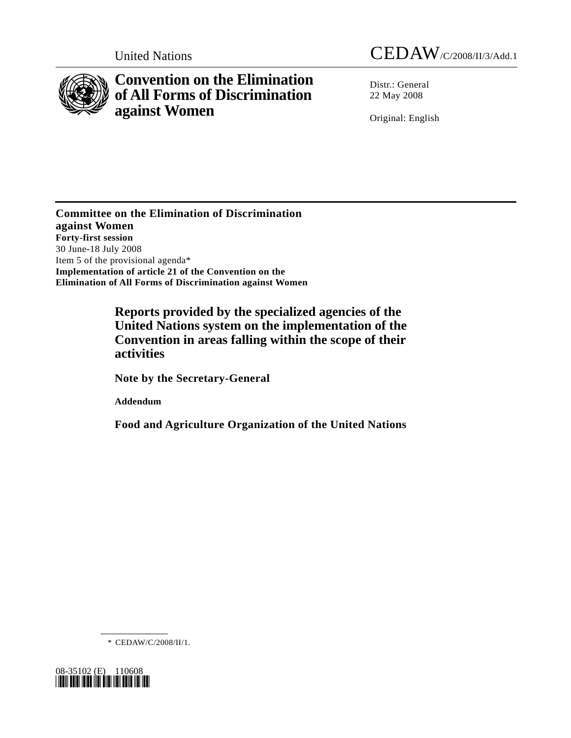United Nations CEDAW/C/2008/II/3/Add.1

# Convention on the Elimination of All Forms of Discrimination against Women

Distr.: General
22 May 2008

Original: English

**Committee on the Elimination of Discrimination against Women**
**Forty-first session**
30 June-18 July 2008
Item 5 of the provisional agenda*
**Implementation of article 21 of the Convention on the Elimination of All Forms of Discrimination against Women**

## Reports provided by the specialized agencies of the United Nations system on the implementation of the Convention in areas falling within the scope of their activities

### Note by the Secretary-General

**Addendum**

### Food and Agriculture Organization of the United Nations

\* CEDAW/C/2008/II/1.

08-35102 (E) 110608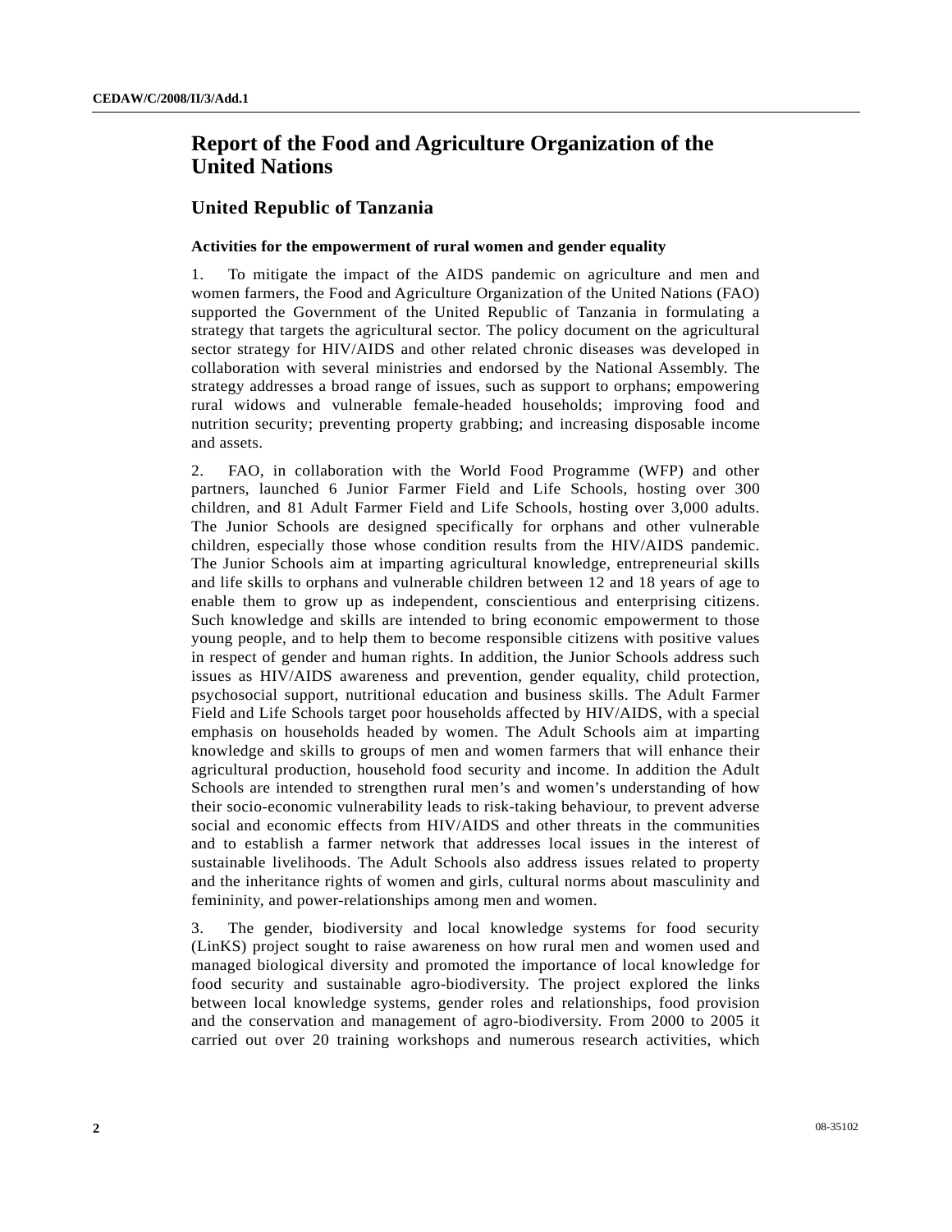# Report of the Food and Agriculture Organization of the United Nations

## United Republic of Tanzania

### Activities for the empowerment of rural women and gender equality

1. To mitigate the impact of the AIDS pandemic on agriculture and men and women farmers, the Food and Agriculture Organization of the United Nations (FAO) supported the Government of the United Republic of Tanzania in formulating a strategy that targets the agricultural sector. The policy document on the agricultural sector strategy for HIV/AIDS and other related chronic diseases was developed in collaboration with several ministries and endorsed by the National Assembly. The strategy addresses a broad range of issues, such as support to orphans; empowering rural widows and vulnerable female-headed households; improving food and nutrition security; preventing property grabbing; and increasing disposable income and assets.

2. FAO, in collaboration with the World Food Programme (WFP) and other partners, launched 6 Junior Farmer Field and Life Schools, hosting over 300 children, and 81 Adult Farmer Field and Life Schools, hosting over 3,000 adults. The Junior Schools are designed specifically for orphans and other vulnerable children, especially those whose condition results from the HIV/AIDS pandemic. The Junior Schools aim at imparting agricultural knowledge, entrepreneurial skills and life skills to orphans and vulnerable children between 12 and 18 years of age to enable them to grow up as independent, conscientious and enterprising citizens. Such knowledge and skills are intended to bring economic empowerment to those young people, and to help them to become responsible citizens with positive values in respect of gender and human rights. In addition, the Junior Schools address such issues as HIV/AIDS awareness and prevention, gender equality, child protection, psychosocial support, nutritional education and business skills. The Adult Farmer Field and Life Schools target poor households affected by HIV/AIDS, with a special emphasis on households headed by women. The Adult Schools aim at imparting knowledge and skills to groups of men and women farmers that will enhance their agricultural production, household food security and income. In addition the Adult Schools are intended to strengthen rural men's and women's understanding of how their socio-economic vulnerability leads to risk-taking behaviour, to prevent adverse social and economic effects from HIV/AIDS and other threats in the communities and to establish a farmer network that addresses local issues in the interest of sustainable livelihoods. The Adult Schools also address issues related to property and the inheritance rights of women and girls, cultural norms about masculinity and femininity, and power-relationships among men and women.

3. The gender, biodiversity and local knowledge systems for food security (LinKS) project sought to raise awareness on how rural men and women used and managed biological diversity and promoted the importance of local knowledge for food security and sustainable agro-biodiversity. The project explored the links between local knowledge systems, gender roles and relationships, food provision and the conservation and management of agro-biodiversity. From 2000 to 2005 it carried out over 20 training workshops and numerous research activities, which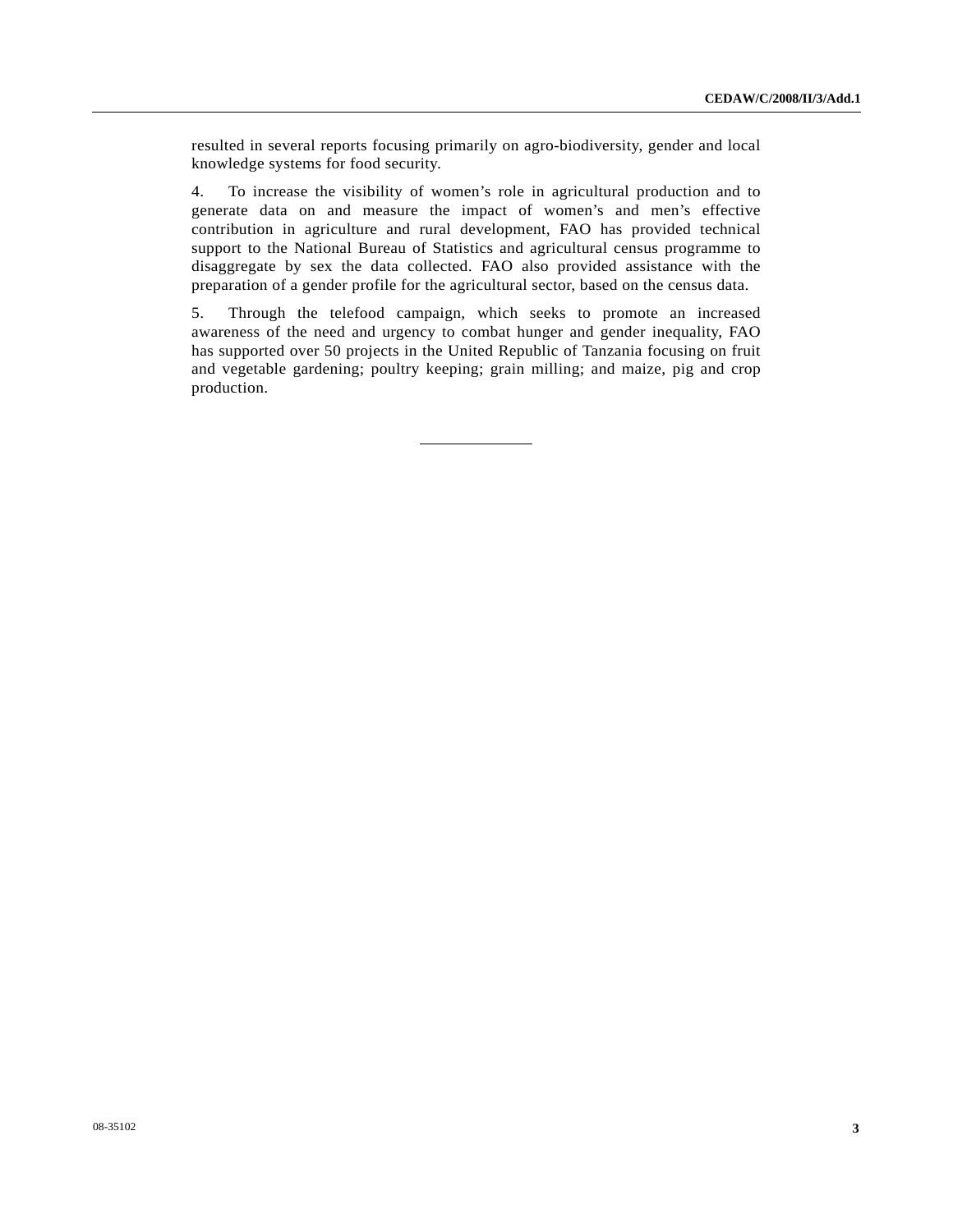resulted in several reports focusing primarily on agro-biodiversity, gender and local knowledge systems for food security.

4. To increase the visibility of women's role in agricultural production and to generate data on and measure the impact of women's and men's effective contribution in agriculture and rural development, FAO has provided technical support to the National Bureau of Statistics and agricultural census programme to disaggregate by sex the data collected. FAO also provided assistance with the preparation of a gender profile for the agricultural sector, based on the census data.

5. Through the telefood campaign, which seeks to promote an increased awareness of the need and urgency to combat hunger and gender inequality, FAO has supported over 50 projects in the United Republic of Tanzania focusing on fruit and vegetable gardening; poultry keeping; grain milling; and maize, pig and crop production.